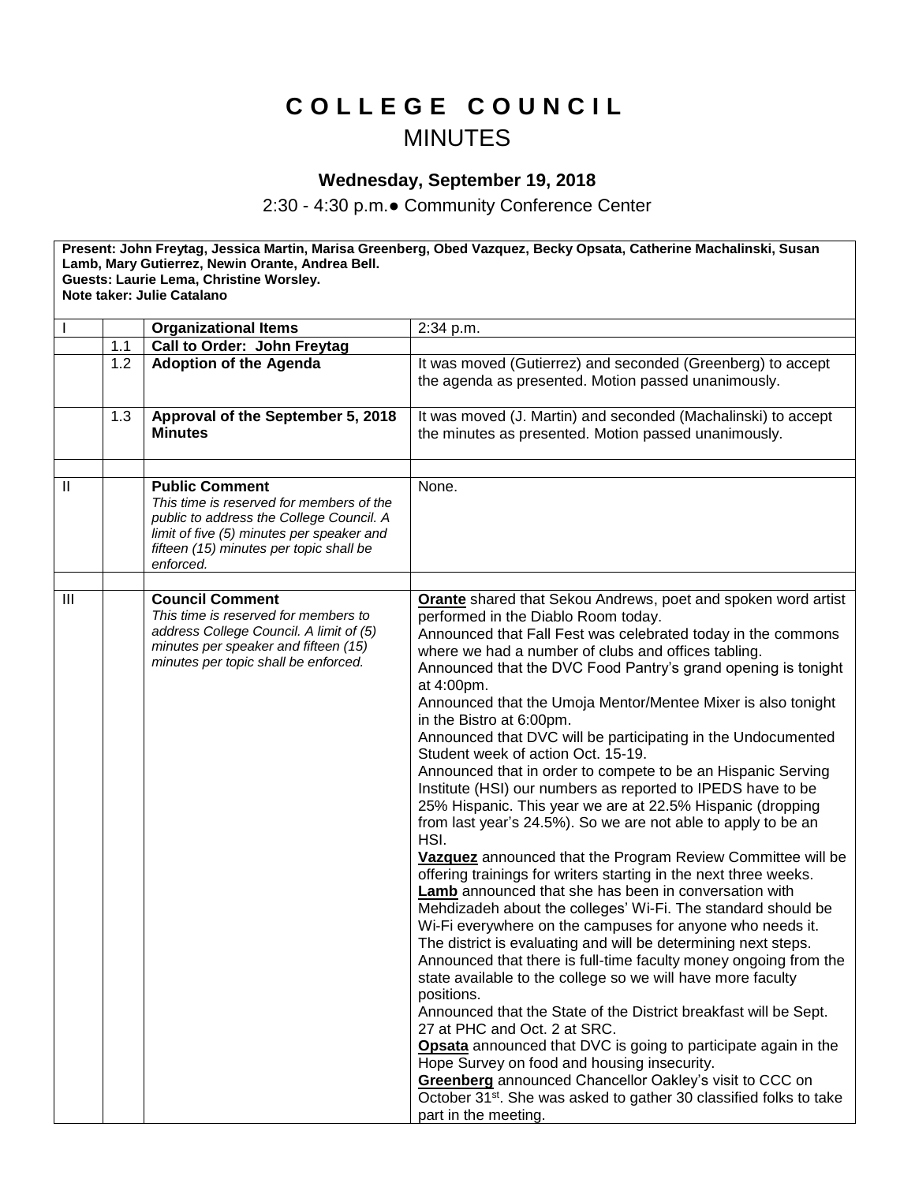# COLLEGE COUNCIL

## MINUTES

### Wednesday, September 19, 2018

2:30 - 4:30 p.m.● Community Conference Center

**Present: John Freytag, Jessica Martin, Marisa Greenberg, Obed Vazquez, Becky Opsata, Catherine Machalinski, Susan Lamb, Mary Gutierrez, Newin Orante, Andrea Bell.**
**Guests: Laurie Lema, Christine Worsley.**
**Note taker: Julie Catalano**

| | | | |
|---|---|---|---|
| I | | **Organizational Items** | 2:34 p.m. |
| | 1.1 | **Call to Order: John Freytag** | |
| | 1.2 | **Adoption of the Agenda** | It was moved (Gutierrez) and seconded (Greenberg) to accept the agenda as presented. Motion passed unanimously. |
| | 1.3 | **Approval of the September 5, 2018 Minutes** | It was moved (J. Martin) and seconded (Machalinski) to accept the minutes as presented. Motion passed unanimously. |
| | | | |
| II | | **Public Comment**<br>*This time is reserved for members of the public to address the College Council. A limit of five (5) minutes per speaker and fifteen (15) minutes per topic shall be enforced.* | None. |
| | | | |
| III | | **Council Comment**<br>*This time is reserved for members to address College Council. A limit of (5) minutes per speaker and fifteen (15) minutes per topic shall be enforced.* | **Orante** shared that Sekou Andrews, poet and spoken word artist performed in the Diablo Room today.<br>Announced that Fall Fest was celebrated today in the commons where we had a number of clubs and offices tabling.<br>Announced that the DVC Food Pantry's grand opening is tonight at 4:00pm.<br>Announced that the Umoja Mentor/Mentee Mixer is also tonight in the Bistro at 6:00pm.<br>Announced that DVC will be participating in the Undocumented Student week of action Oct. 15-19.<br>Announced that in order to compete to be an Hispanic Serving Institute (HSI) our numbers as reported to IPEDS have to be 25% Hispanic. This year we are at 22.5% Hispanic (dropping from last year's 24.5%). So we are not able to apply to be an HSI.<br>**Vazquez** announced that the Program Review Committee will be offering trainings for writers starting in the next three weeks.<br>**Lamb** announced that she has been in conversation with Mehdizadeh about the colleges' Wi-Fi. The standard should be Wi-Fi everywhere on the campuses for anyone who needs it. The district is evaluating and will be determining next steps.<br>Announced that there is full-time faculty money ongoing from the state available to the college so we will have more faculty positions.<br>Announced that the State of the District breakfast will be Sept. 27 at PHC and Oct. 2 at SRC.<br>**Opsata** announced that DVC is going to participate again in the Hope Survey on food and housing insecurity.<br>**Greenberg** announced Chancellor Oakley's visit to CCC on October 31st. She was asked to gather 30 classified folks to take part in the meeting. |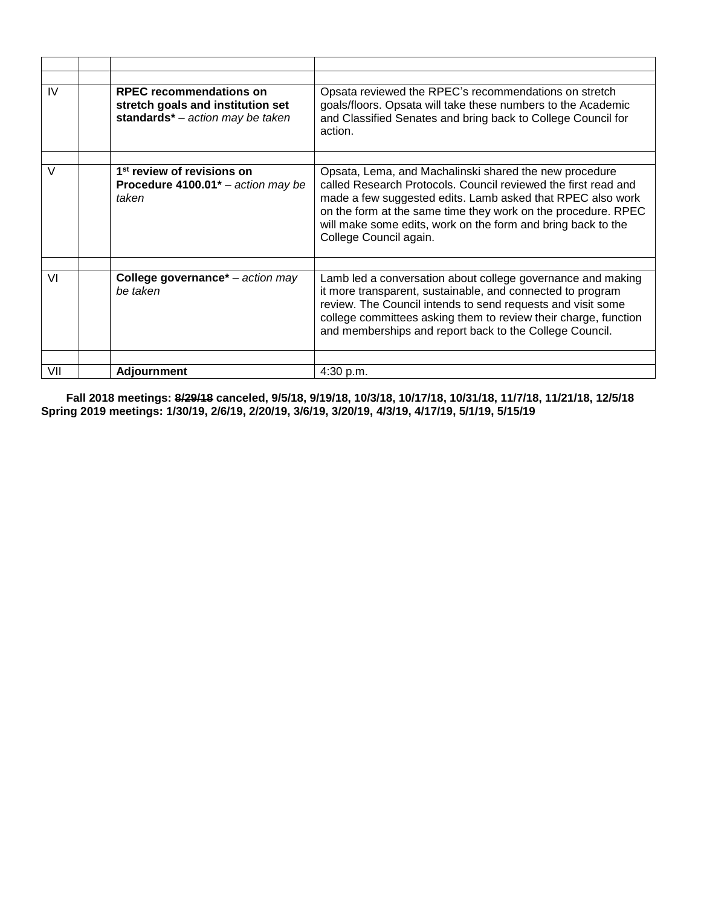| | | | |
|---|---|---|---|
| | | | |
| | | | |
| IV | | **RPEC recommendations on stretch goals and institution set standards*** – *action may be taken* | Opsata reviewed the RPEC's recommendations on stretch goals/floors. Opsata will take these numbers to the Academic and Classified Senates and bring back to College Council for action. |
| | | | |
| V | | **1st review of revisions on Procedure 4100.01*** – *action may be taken* | Opsata, Lema, and Machalinski shared the new procedure called Research Protocols. Council reviewed the first read and made a few suggested edits. Lamb asked that RPEC also work on the form at the same time they work on the procedure. RPEC will make some edits, work on the form and bring back to the College Council again. |
| | | | |
| VI | | **College governance*** – *action may be taken* | Lamb led a conversation about college governance and making it more transparent, sustainable, and connected to program review. The Council intends to send requests and visit some college committees asking them to review their charge, function and memberships and report back to the College Council. |
| | | | |
| VII | | **Adjournment** | 4:30 p.m. |

**Fall 2018 meetings: ~~8/29/18~~ canceled, 9/5/18, 9/19/18, 10/3/18, 10/17/18, 10/31/18, 11/7/18, 11/21/18, 12/5/18**
**Spring 2019 meetings: 1/30/19, 2/6/19, 2/20/19, 3/6/19, 3/20/19, 4/3/19, 4/17/19, 5/1/19, 5/15/19**